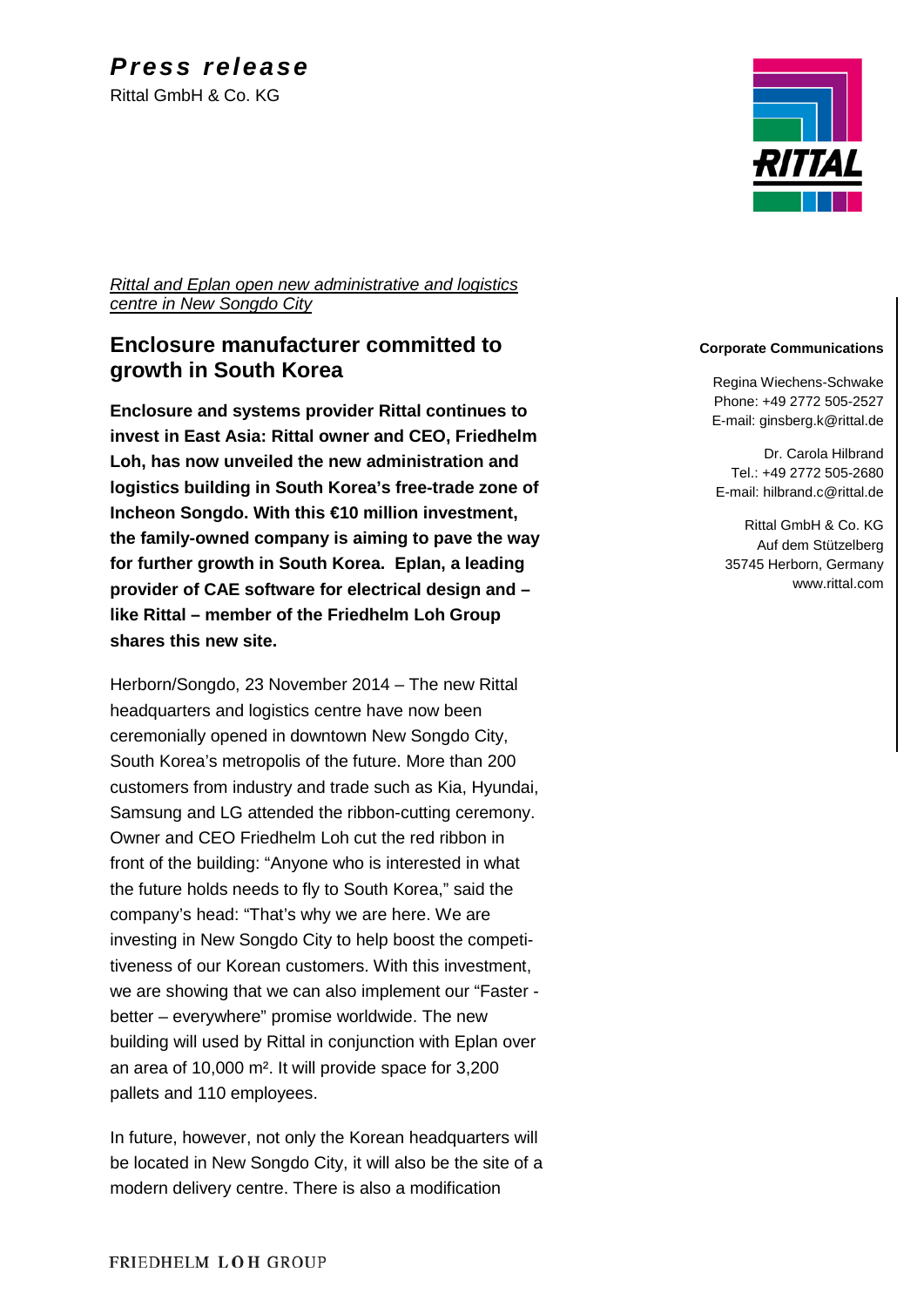# Press release

Rittal GmbH & Co. KG

*Rittal and Eplan open new administrative and logistics centre in New Songdo City*

## Enclosure manufacturer committed to growth in South Korea

**Enclosure and systems provider Rittal continues to invest in East Asia: Rittal owner and CEO, Friedhelm Loh, has now unveiled the new administration and logistics building in South Korea's free-trade zone of Incheon Songdo. With this €10 million investment, the family-owned company is aiming to pave the way for further growth in South Korea. Eplan, a leading provider of CAE software for electrical design and – like Rittal – member of the Friedhelm Loh Group shares this new site.**

Herborn/Songdo, 23 November 2014 – The new Rittal headquarters and logistics centre have now been ceremonially opened in downtown New Songdo City, South Korea's metropolis of the future. More than 200 customers from industry and trade such as Kia, Hyundai, Samsung and LG attended the ribbon-cutting ceremony. Owner and CEO Friedhelm Loh cut the red ribbon in front of the building: "Anyone who is interested in what the future holds needs to fly to South Korea," said the company's head: "That's why we are here. We are investing in New Songdo City to help boost the competitiveness of our Korean customers. With this investment, we are showing that we can also implement our "Faster - better – everywhere" promise worldwide. The new building will used by Rittal in conjunction with Eplan over an area of 10,000 m². It will provide space for 3,200 pallets and 110 employees.

In future, however, not only the Korean headquarters will be located in New Songdo City, it will also be the site of a modern delivery centre. There is also a modification

**Corporate Communications**

Regina Wiechens-Schwake
Phone: +49 2772 505-2527
E-mail: ginsberg.k@rittal.de

Dr. Carola Hilbrand
Tel.: +49 2772 505-2680
E-mail: hilbrand.c@rittal.de

Rittal GmbH & Co. KG
Auf dem Stützelberg
35745 Herborn, Germany
www.rittal.com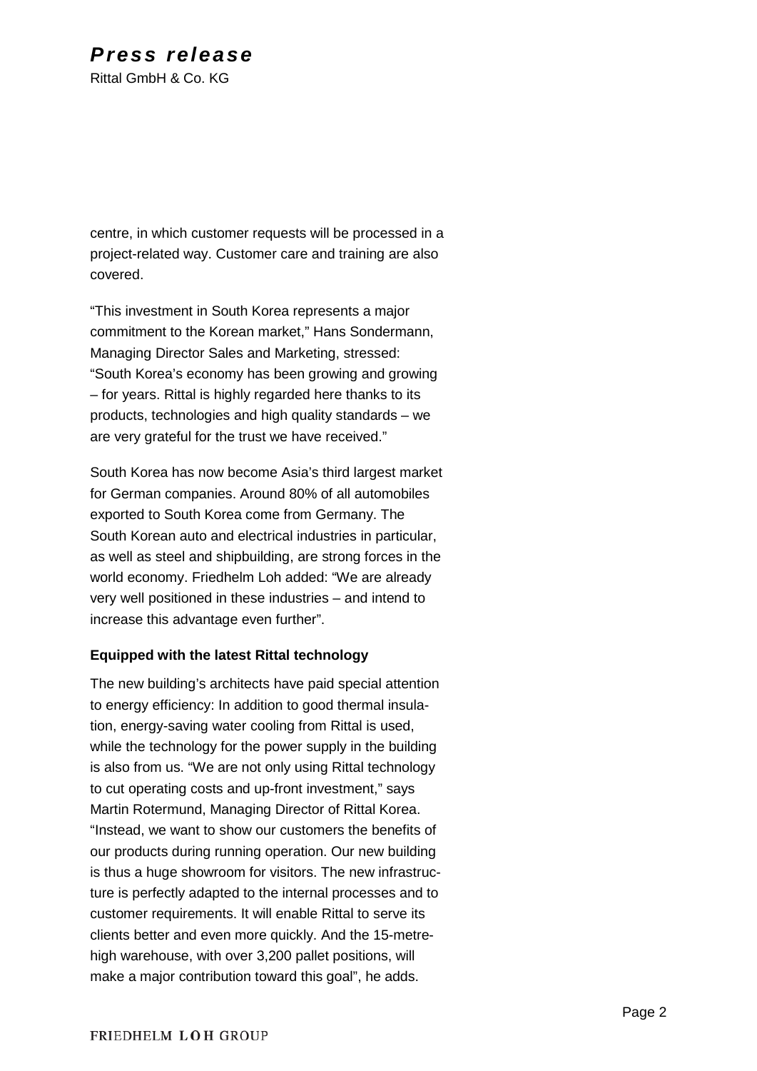centre, in which customer requests will be processed in a project-related way. Customer care and training are also covered.

“This investment in South Korea represents a major commitment to the Korean market,” Hans Sondermann, Managing Director Sales and Marketing, stressed: “South Korea’s economy has been growing and growing – for years. Rittal is highly regarded here thanks to its products, technologies and high quality standards – we are very grateful for the trust we have received.”

South Korea has now become Asia’s third largest market for German companies. Around 80% of all automobiles exported to South Korea come from Germany. The South Korean auto and electrical industries in particular, as well as steel and shipbuilding, are strong forces in the world economy. Friedhelm Loh added: “We are already very well positioned in these industries – and intend to increase this advantage even further”.

**Equipped with the latest Rittal technology**

The new building’s architects have paid special attention to energy efficiency: In addition to good thermal insulation, energy-saving water cooling from Rittal is used, while the technology for the power supply in the building is also from us. “We are not only using Rittal technology to cut operating costs and up-front investment,” says Martin Rotermund, Managing Director of Rittal Korea. “Instead, we want to show our customers the benefits of our products during running operation. Our new building is thus a huge showroom for visitors. The new infrastructure is perfectly adapted to the internal processes and to customer requirements. It will enable Rittal to serve its clients better and even more quickly. And the 15-metre-high warehouse, with over 3,200 pallet positions, will make a major contribution toward this goal”, he adds.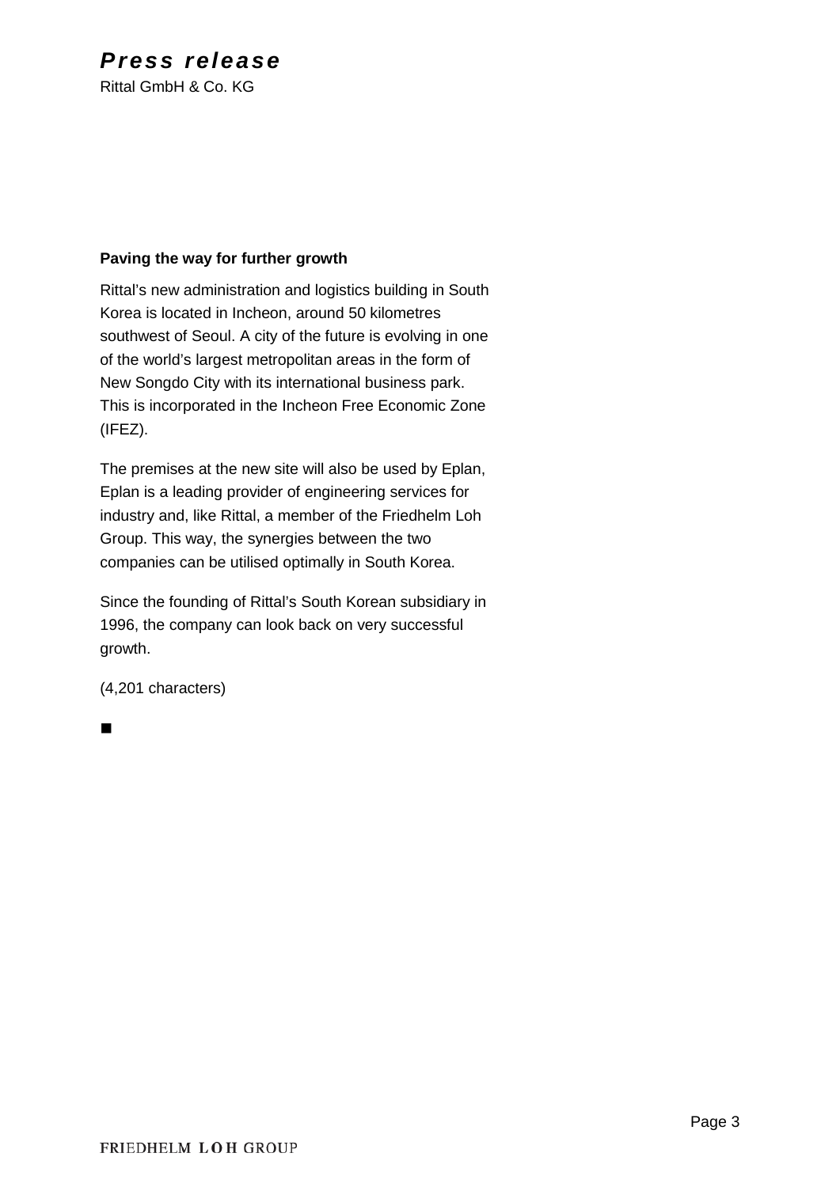**Paving the way for further growth**

Rittal's new administration and logistics building in South Korea is located in Incheon, around 50 kilometres southwest of Seoul. A city of the future is evolving in one of the world's largest metropolitan areas in the form of New Songdo City with its international business park. This is incorporated in the Incheon Free Economic Zone (IFEZ).

The premises at the new site will also be used by Eplan, Eplan is a leading provider of engineering services for industry and, like Rittal, a member of the Friedhelm Loh Group. This way, the synergies between the two companies can be utilised optimally in South Korea.

Since the founding of Rittal's South Korean subsidiary in 1996, the company can look back on very successful growth.

(4,201 characters)

■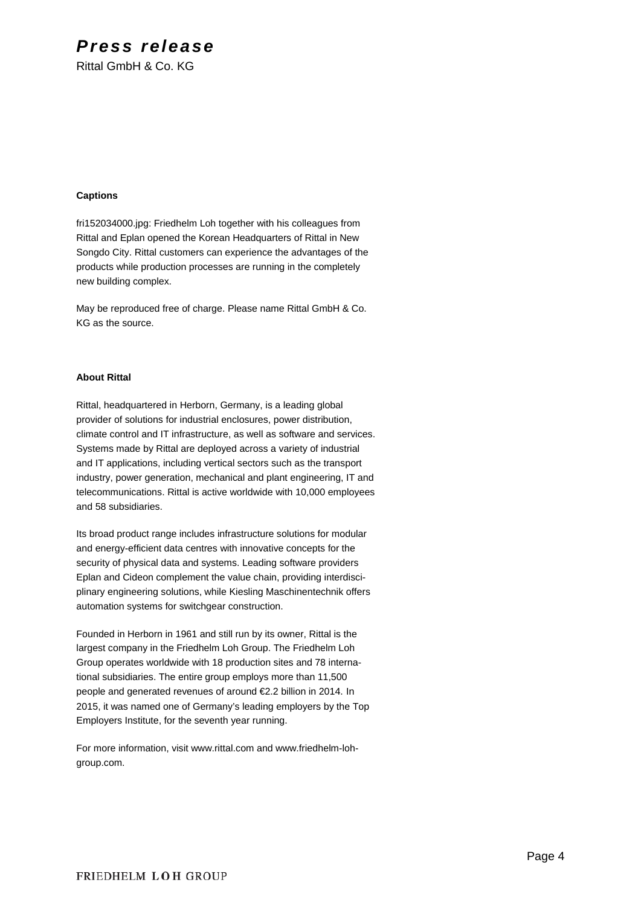**Captions**

fri152034000.jpg: Friedhelm Loh together with his colleagues from Rittal and Eplan opened the Korean Headquarters of Rittal in New Songdo City. Rittal customers can experience the advantages of the products while production processes are running in the completely new building complex.

May be reproduced free of charge. Please name Rittal GmbH & Co. KG as the source.

**About Rittal**

Rittal, headquartered in Herborn, Germany, is a leading global provider of solutions for industrial enclosures, power distribution, climate control and IT infrastructure, as well as software and services. Systems made by Rittal are deployed across a variety of industrial and IT applications, including vertical sectors such as the transport industry, power generation, mechanical and plant engineering, IT and telecommunications. Rittal is active worldwide with 10,000 employees and 58 subsidiaries.

Its broad product range includes infrastructure solutions for modular and energy-efficient data centres with innovative concepts for the security of physical data and systems. Leading software providers Eplan and Cideon complement the value chain, providing interdisciplinary engineering solutions, while Kiesling Maschinentechnik offers automation systems for switchgear construction.

Founded in Herborn in 1961 and still run by its owner, Rittal is the largest company in the Friedhelm Loh Group. The Friedhelm Loh Group operates worldwide with 18 production sites and 78 international subsidiaries. The entire group employs more than 11,500 people and generated revenues of around €2.2 billion in 2014. In 2015, it was named one of Germany's leading employers by the Top Employers Institute, for the seventh year running.

For more information, visit www.rittal.com and www.friedhelm-loh-group.com.